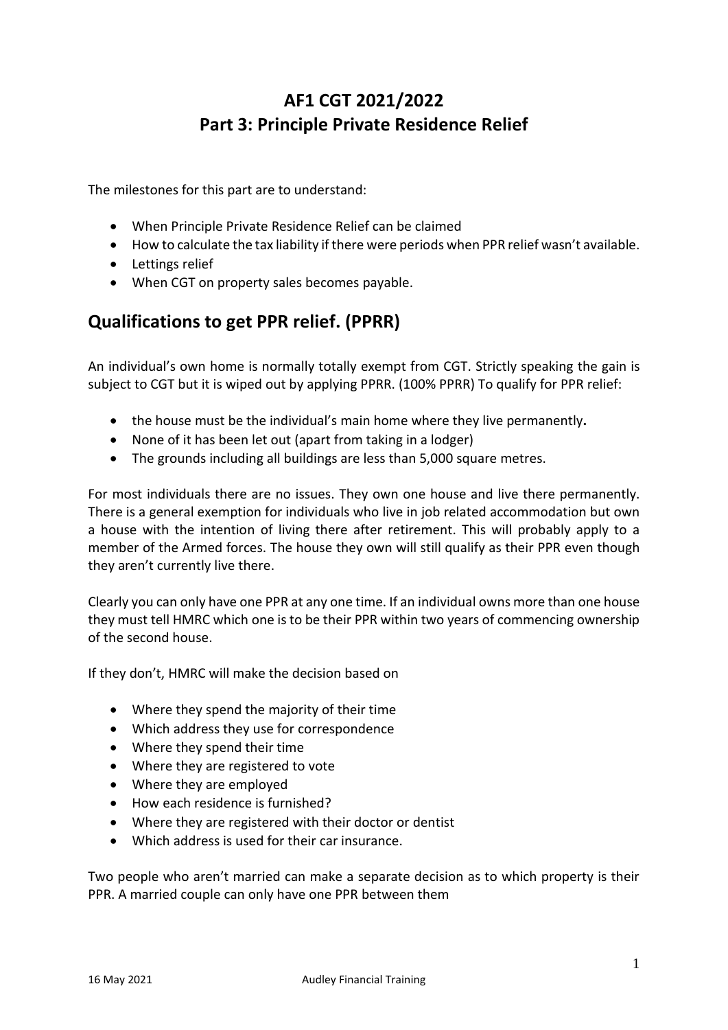# AF1 CGT 2021/2022
# Part 3: Principle Private Residence Relief

The milestones for this part are to understand:

- When Principle Private Residence Relief can be claimed
- How to calculate the tax liability if there were periods when PPR relief wasn't available.
- Lettings relief
- When CGT on property sales becomes payable.

## Qualifications to get PPR relief. (PPRR)

An individual's own home is normally totally exempt from CGT. Strictly speaking the gain is subject to CGT but it is wiped out by applying PPRR. (100% PPRR) To qualify for PPR relief:

- the house must be the individual's main home where they live permanently**.**
- None of it has been let out (apart from taking in a lodger)
- The grounds including all buildings are less than 5,000 square metres.

For most individuals there are no issues. They own one house and live there permanently. There is a general exemption for individuals who live in job related accommodation but own a house with the intention of living there after retirement. This will probably apply to a member of the Armed forces. The house they own will still qualify as their PPR even though they aren't currently live there.

Clearly you can only have one PPR at any one time. If an individual owns more than one house they must tell HMRC which one is to be their PPR within two years of commencing ownership of the second house.

If they don't, HMRC will make the decision based on

- Where they spend the majority of their time
- Which address they use for correspondence
- Where they spend their time
- Where they are registered to vote
- Where they are employed
- How each residence is furnished?
- Where they are registered with their doctor or dentist
- Which address is used for their car insurance.

Two people who aren't married can make a separate decision as to which property is their PPR. A married couple can only have one PPR between them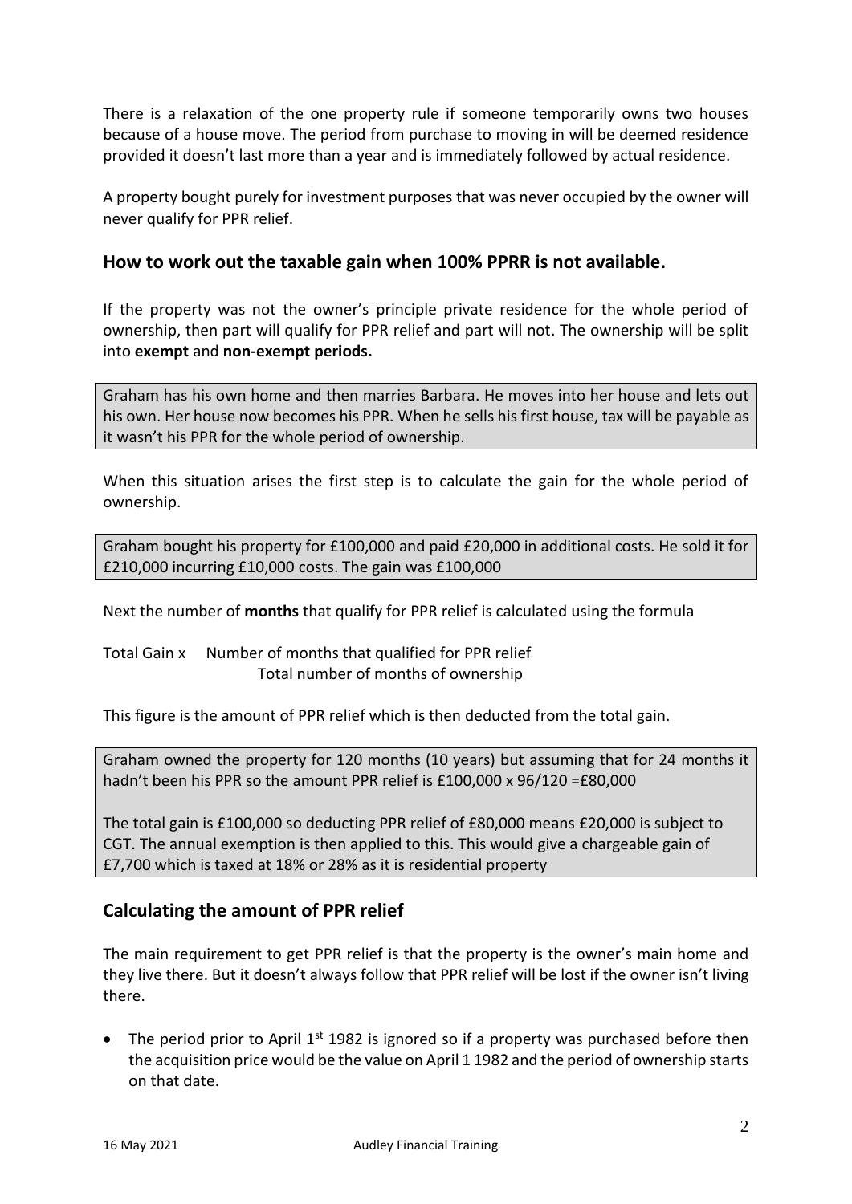There is a relaxation of the one property rule if someone temporarily owns two houses because of a house move. The period from purchase to moving in will be deemed residence provided it doesn't last more than a year and is immediately followed by actual residence.

A property bought purely for investment purposes that was never occupied by the owner will never qualify for PPR relief.

## How to work out the taxable gain when 100% PPRR is not available.

If the property was not the owner's principle private residence for the whole period of ownership, then part will qualify for PPR relief and part will not. The ownership will be split into **exempt** and **non-exempt periods.**

> Graham has his own home and then marries Barbara. He moves into her house and lets out his own. Her house now becomes his PPR. When he sells his first house, tax will be payable as it wasn't his PPR for the whole period of ownership.

When this situation arises the first step is to calculate the gain for the whole period of ownership.

> Graham bought his property for £100,000 and paid £20,000 in additional costs. He sold it for £210,000 incurring £10,000 costs. The gain was £100,000

Next the number of **months** that qualify for PPR relief is calculated using the formula

$$\text{Total Gain} \times \frac{\text{Number of months that qualified for PPR relief}}{\text{Total number of months of ownership}}$$

This figure is the amount of PPR relief which is then deducted from the total gain.

> Graham owned the property for 120 months (10 years) but assuming that for 24 months it hadn't been his PPR so the amount PPR relief is £100,000 x 96/120 =£80,000
>
> The total gain is £100,000 so deducting PPR relief of £80,000 means £20,000 is subject to CGT. The annual exemption is then applied to this. This would give a chargeable gain of £7,700 which is taxed at 18% or 28% as it is residential property

## Calculating the amount of PPR relief

The main requirement to get PPR relief is that the property is the owner's main home and they live there. But it doesn't always follow that PPR relief will be lost if the owner isn't living there.

- The period prior to April 1st 1982 is ignored so if a property was purchased before then the acquisition price would be the value on April 1 1982 and the period of ownership starts on that date.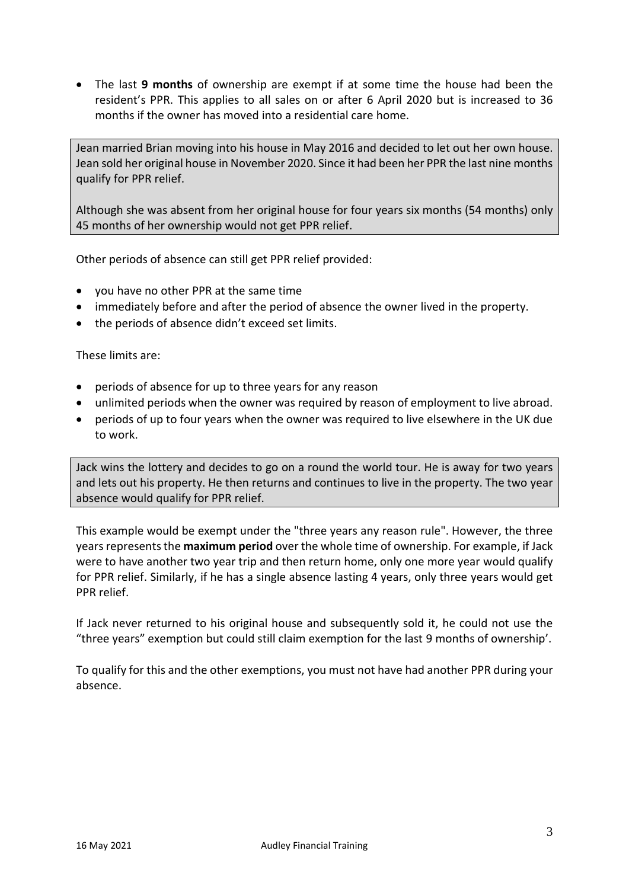- The last **9 months** of ownership are exempt if at some time the house had been the resident's PPR. This applies to all sales on or after 6 April 2020 but is increased to 36 months if the owner has moved into a residential care home.

> Jean married Brian moving into his house in May 2016 and decided to let out her own house. Jean sold her original house in November 2020. Since it had been her PPR the last nine months qualify for PPR relief.
>
> Although she was absent from her original house for four years six months (54 months) only 45 months of her ownership would not get PPR relief.

Other periods of absence can still get PPR relief provided:

- you have no other PPR at the same time
- immediately before and after the period of absence the owner lived in the property.
- the periods of absence didn't exceed set limits.

These limits are:

- periods of absence for up to three years for any reason
- unlimited periods when the owner was required by reason of employment to live abroad.
- periods of up to four years when the owner was required to live elsewhere in the UK due to work.

> Jack wins the lottery and decides to go on a round the world tour. He is away for two years and lets out his property. He then returns and continues to live in the property. The two year absence would qualify for PPR relief.

This example would be exempt under the "three years any reason rule". However, the three years represents the **maximum period** over the whole time of ownership. For example, if Jack were to have another two year trip and then return home, only one more year would qualify for PPR relief. Similarly, if he has a single absence lasting 4 years, only three years would get PPR relief.

If Jack never returned to his original house and subsequently sold it, he could not use the "three years" exemption but could still claim exemption for the last 9 months of ownership'.

To qualify for this and the other exemptions, you must not have had another PPR during your absence.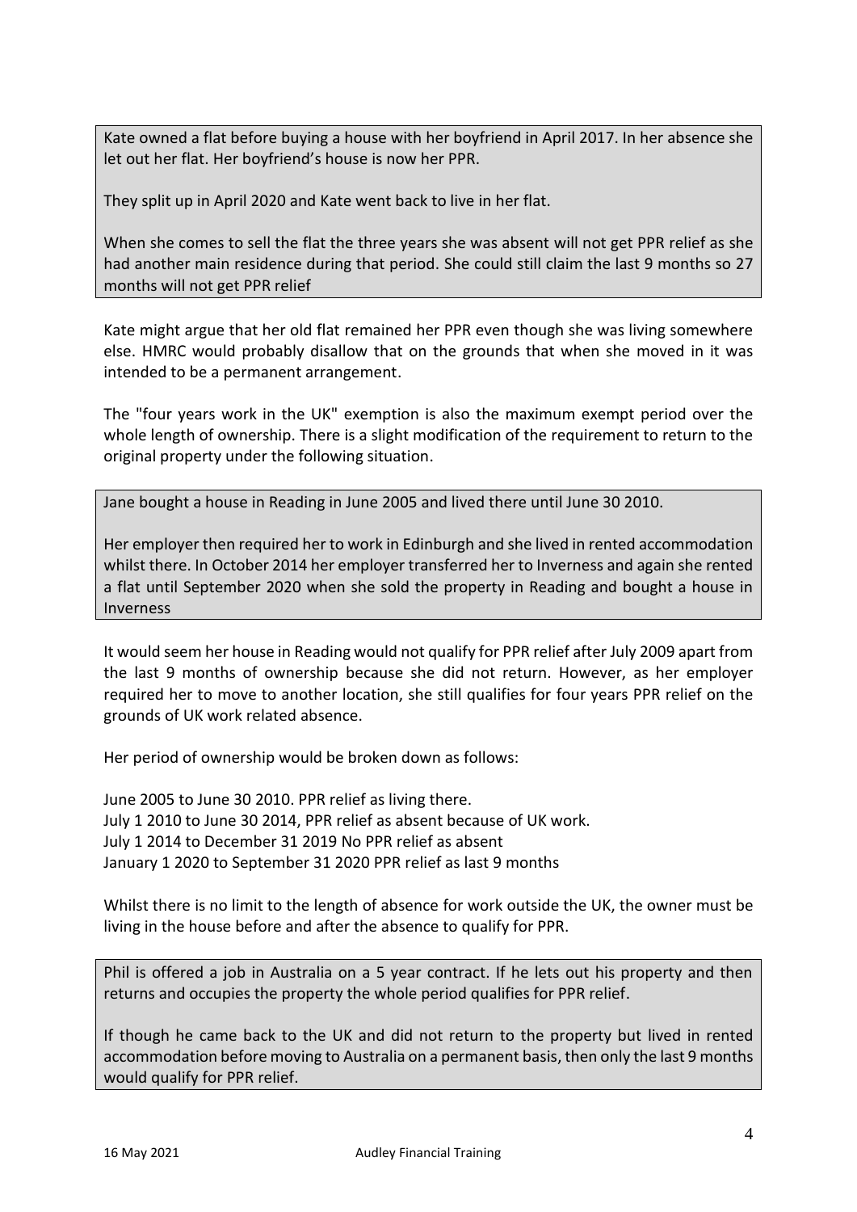Kate owned a flat before buying a house with her boyfriend in April 2017. In her absence she let out her flat. Her boyfriend's house is now her PPR.

They split up in April 2020 and Kate went back to live in her flat.

When she comes to sell the flat the three years she was absent will not get PPR relief as she had another main residence during that period. She could still claim the last 9 months so 27 months will not get PPR relief

Kate might argue that her old flat remained her PPR even though she was living somewhere else. HMRC would probably disallow that on the grounds that when she moved in it was intended to be a permanent arrangement.

The "four years work in the UK" exemption is also the maximum exempt period over the whole length of ownership. There is a slight modification of the requirement to return to the original property under the following situation.

Jane bought a house in Reading in June 2005 and lived there until June 30 2010.

Her employer then required her to work in Edinburgh and she lived in rented accommodation whilst there. In October 2014 her employer transferred her to Inverness and again she rented a flat until September 2020 when she sold the property in Reading and bought a house in Inverness

It would seem her house in Reading would not qualify for PPR relief after July 2009 apart from the last 9 months of ownership because she did not return. However, as her employer required her to move to another location, she still qualifies for four years PPR relief on the grounds of UK work related absence.

Her period of ownership would be broken down as follows:

June 2005 to June 30 2010. PPR relief as living there.
July 1 2010 to June 30 2014, PPR relief as absent because of UK work.
July 1 2014 to December 31 2019 No PPR relief as absent
January 1 2020 to September 31 2020 PPR relief as last 9 months

Whilst there is no limit to the length of absence for work outside the UK, the owner must be living in the house before and after the absence to qualify for PPR.

Phil is offered a job in Australia on a 5 year contract. If he lets out his property and then returns and occupies the property the whole period qualifies for PPR relief.

If though he came back to the UK and did not return to the property but lived in rented accommodation before moving to Australia on a permanent basis, then only the last 9 months would qualify for PPR relief.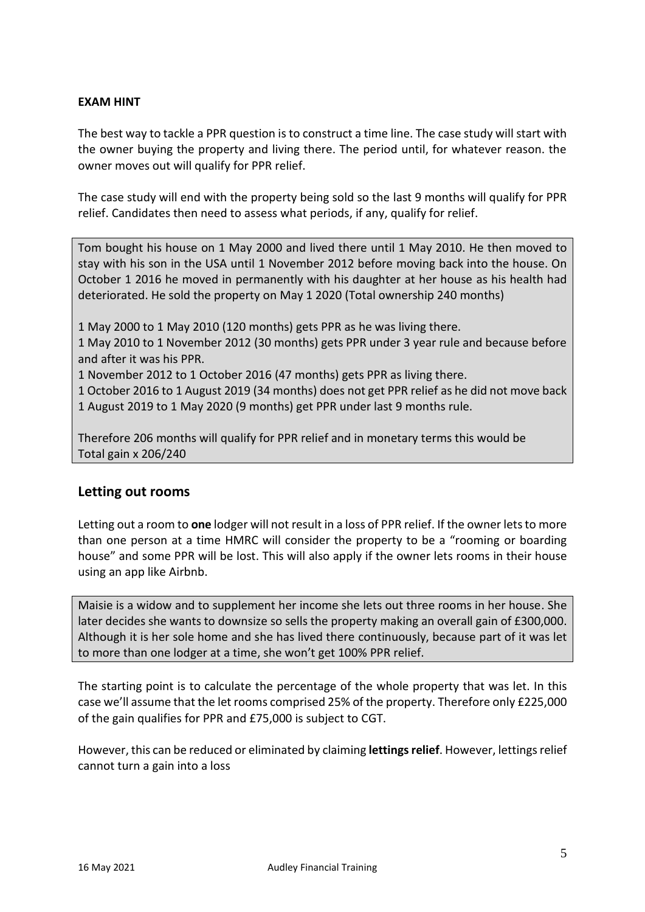**EXAM HINT**

The best way to tackle a PPR question is to construct a time line. The case study will start with the owner buying the property and living there. The period until, for whatever reason. the owner moves out will qualify for PPR relief.

The case study will end with the property being sold so the last 9 months will qualify for PPR relief. Candidates then need to assess what periods, if any, qualify for relief.

> Tom bought his house on 1 May 2000 and lived there until 1 May 2010. He then moved to stay with his son in the USA until 1 November 2012 before moving back into the house. On October 1 2016 he moved in permanently with his daughter at her house as his health had deteriorated. He sold the property on May 1 2020 (Total ownership 240 months)
>
> 1 May 2000 to 1 May 2010 (120 months) gets PPR as he was living there.
> 1 May 2010 to 1 November 2012 (30 months) gets PPR under 3 year rule and because before and after it was his PPR.
> 1 November 2012 to 1 October 2016 (47 months) gets PPR as living there.
> 1 October 2016 to 1 August 2019 (34 months) does not get PPR relief as he did not move back
> 1 August 2019 to 1 May 2020 (9 months) get PPR under last 9 months rule.
>
> Therefore 206 months will qualify for PPR relief and in monetary terms this would be
> Total gain x 206/240

## Letting out rooms

Letting out a room to **one** lodger will not result in a loss of PPR relief. If the owner lets to more than one person at a time HMRC will consider the property to be a "rooming or boarding house" and some PPR will be lost. This will also apply if the owner lets rooms in their house using an app like Airbnb.

> Maisie is a widow and to supplement her income she lets out three rooms in her house. She later decides she wants to downsize so sells the property making an overall gain of £300,000. Although it is her sole home and she has lived there continuously, because part of it was let to more than one lodger at a time, she won't get 100% PPR relief.

The starting point is to calculate the percentage of the whole property that was let. In this case we'll assume that the let rooms comprised 25% of the property. Therefore only £225,000 of the gain qualifies for PPR and £75,000 is subject to CGT.

However, this can be reduced or eliminated by claiming **lettings relief**. However, lettings relief cannot turn a gain into a loss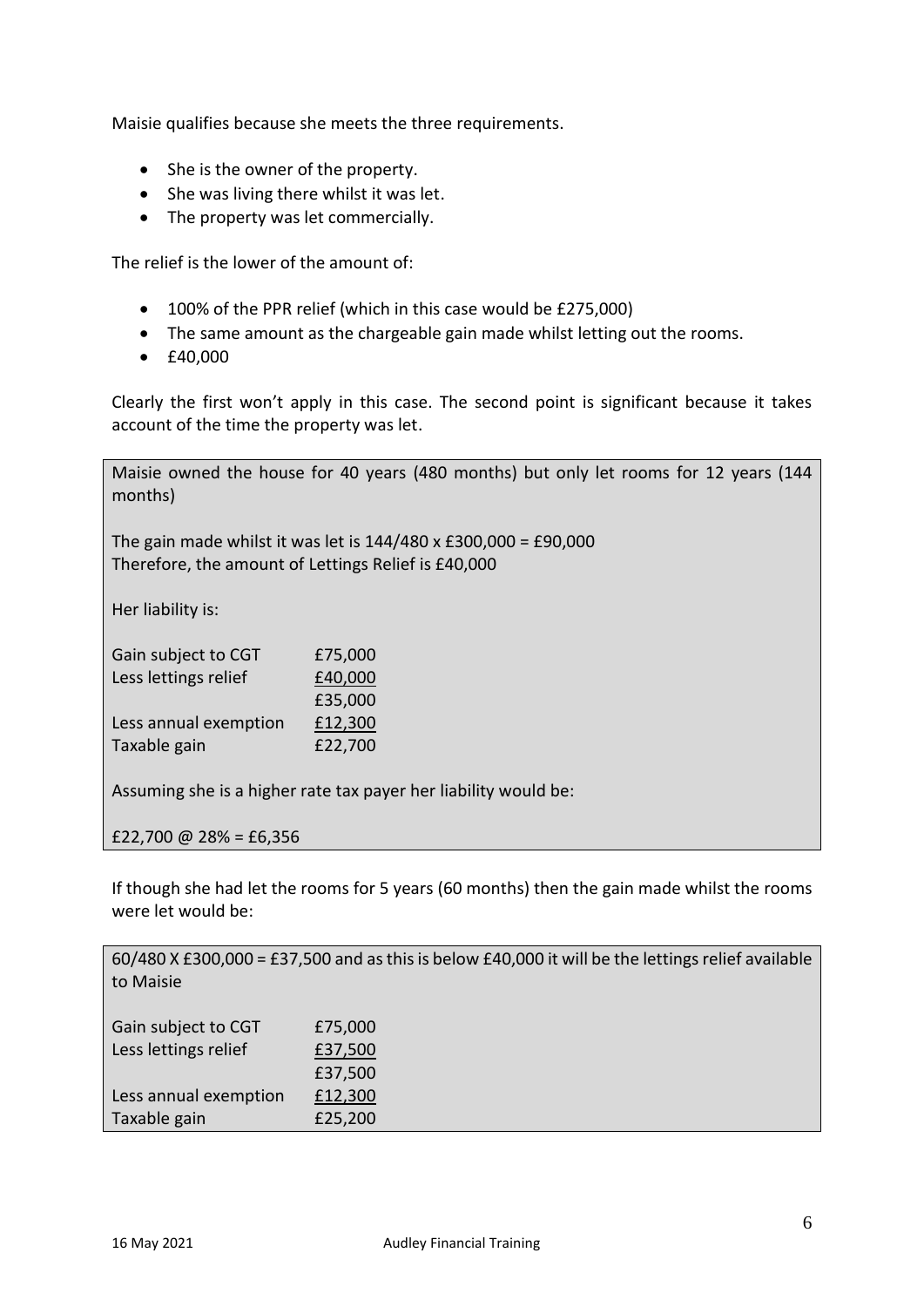Maisie qualifies because she meets the three requirements.

- She is the owner of the property.
- She was living there whilst it was let.
- The property was let commercially.

The relief is the lower of the amount of:

- 100% of the PPR relief (which in this case would be £275,000)
- The same amount as the chargeable gain made whilst letting out the rooms.
- £40,000

Clearly the first won't apply in this case. The second point is significant because it takes account of the time the property was let.

> Maisie owned the house for 40 years (480 months) but only let rooms for 12 years (144 months)
>
> The gain made whilst it was let is 144/480 x £300,000 = £90,000
> Therefore, the amount of Lettings Relief is £40,000
>
> Her liability is:
>
> | | |
> |---|---|
> | Gain subject to CGT | £75,000 |
> | Less lettings relief | £40,000 |
> | | £35,000 |
> | Less annual exemption | £12,300 |
> | Taxable gain | £22,700 |
>
> Assuming she is a higher rate tax payer her liability would be:
>
> £22,700 @ 28% = £6,356

If though she had let the rooms for 5 years (60 months) then the gain made whilst the rooms were let would be:

> 60/480 X £300,000 = £37,500 and as this is below £40,000 it will be the lettings relief available to Maisie
>
> | | |
> |---|---|
> | Gain subject to CGT | £75,000 |
> | Less lettings relief | £37,500 |
> | | £37,500 |
> | Less annual exemption | £12,300 |
> | Taxable gain | £25,200 |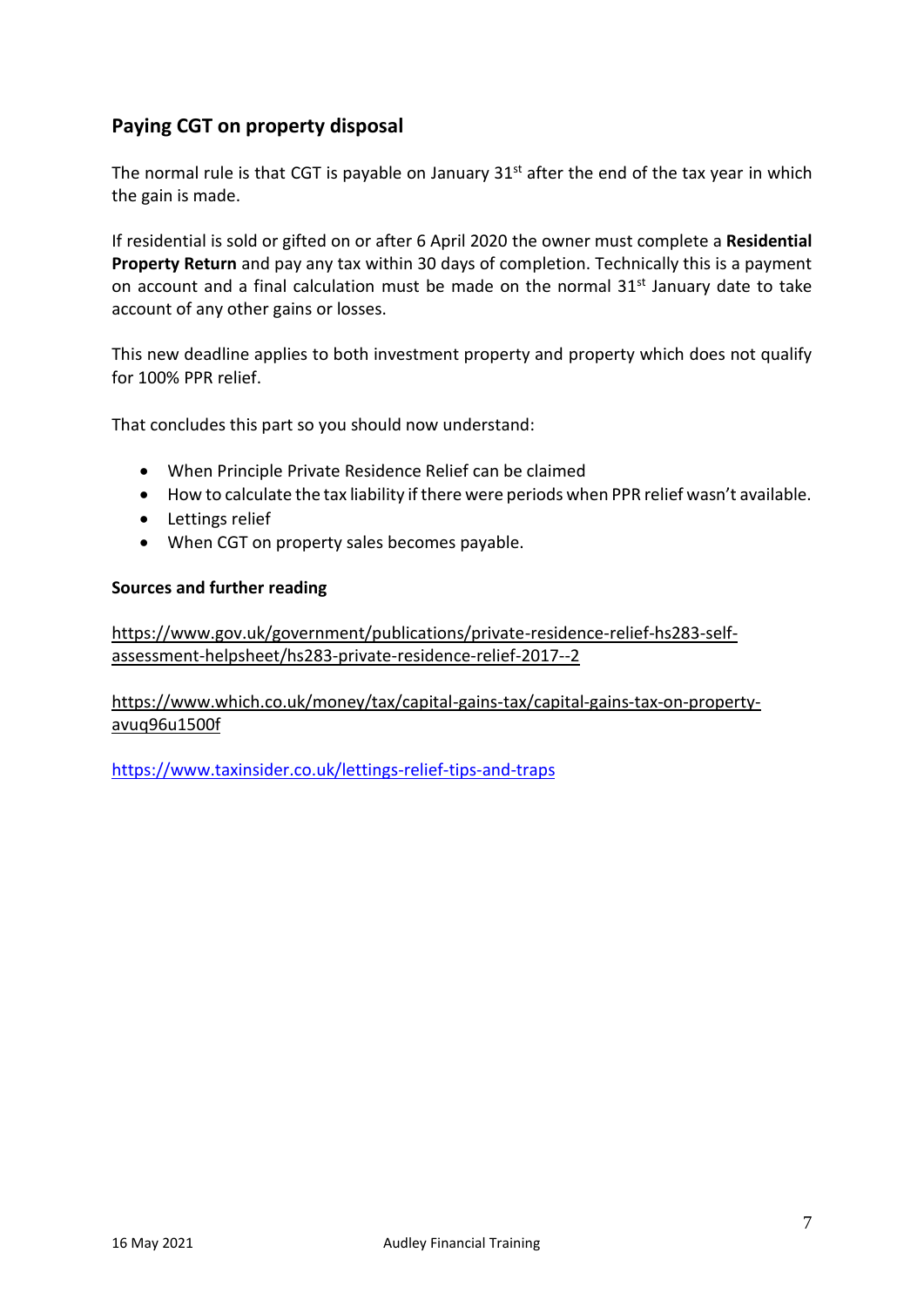## Paying CGT on property disposal

The normal rule is that CGT is payable on January 31st after the end of the tax year in which the gain is made.

If residential is sold or gifted on or after 6 April 2020 the owner must complete a **Residential Property Return** and pay any tax within 30 days of completion. Technically this is a payment on account and a final calculation must be made on the normal 31st January date to take account of any other gains or losses.

This new deadline applies to both investment property and property which does not qualify for 100% PPR relief.

That concludes this part so you should now understand:

- When Principle Private Residence Relief can be claimed
- How to calculate the tax liability if there were periods when PPR relief wasn't available.
- Lettings relief
- When CGT on property sales becomes payable.

**Sources and further reading**

https://www.gov.uk/government/publications/private-residence-relief-hs283-self-assessment-helpsheet/hs283-private-residence-relief-2017--2

https://www.which.co.uk/money/tax/capital-gains-tax/capital-gains-tax-on-property-avuq96u1500f

https://www.taxinsider.co.uk/lettings-relief-tips-and-traps